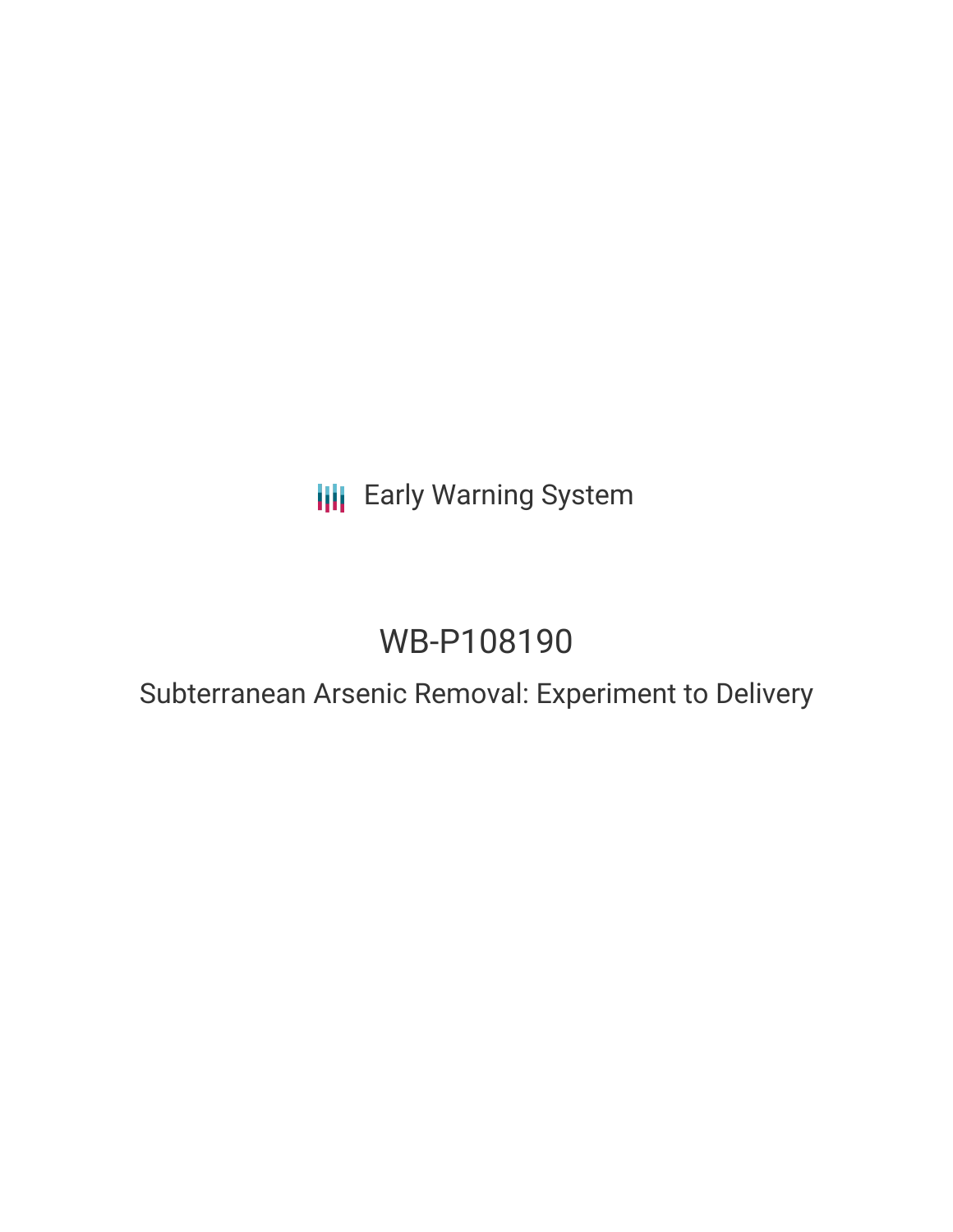Early Warning System

# WB-P108190

## Subterranean Arsenic Removal: Experiment to Delivery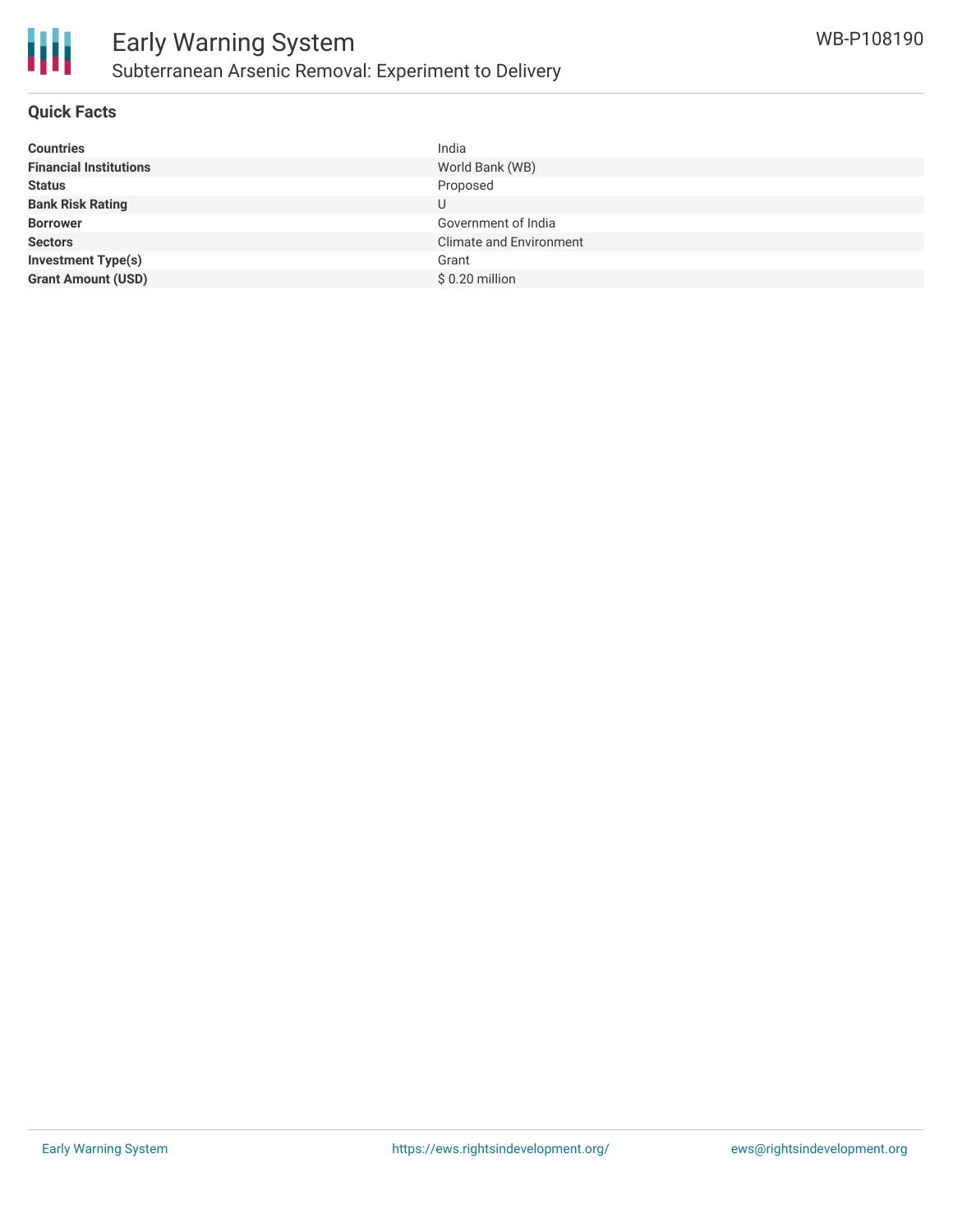# Early Warning System

## Subterranean Arsenic Removal: Experiment to Delivery

WB-P108190

### Quick Facts

| | |
|---|---|
| **Countries** | India |
| **Financial Institutions** | World Bank (WB) |
| **Status** | Proposed |
| **Bank Risk Rating** | U |
| **Borrower** | Government of India |
| **Sectors** | Climate and Environment |
| **Investment Type(s)** | Grant |
| **Grant Amount (USD)** | $ 0.20 million |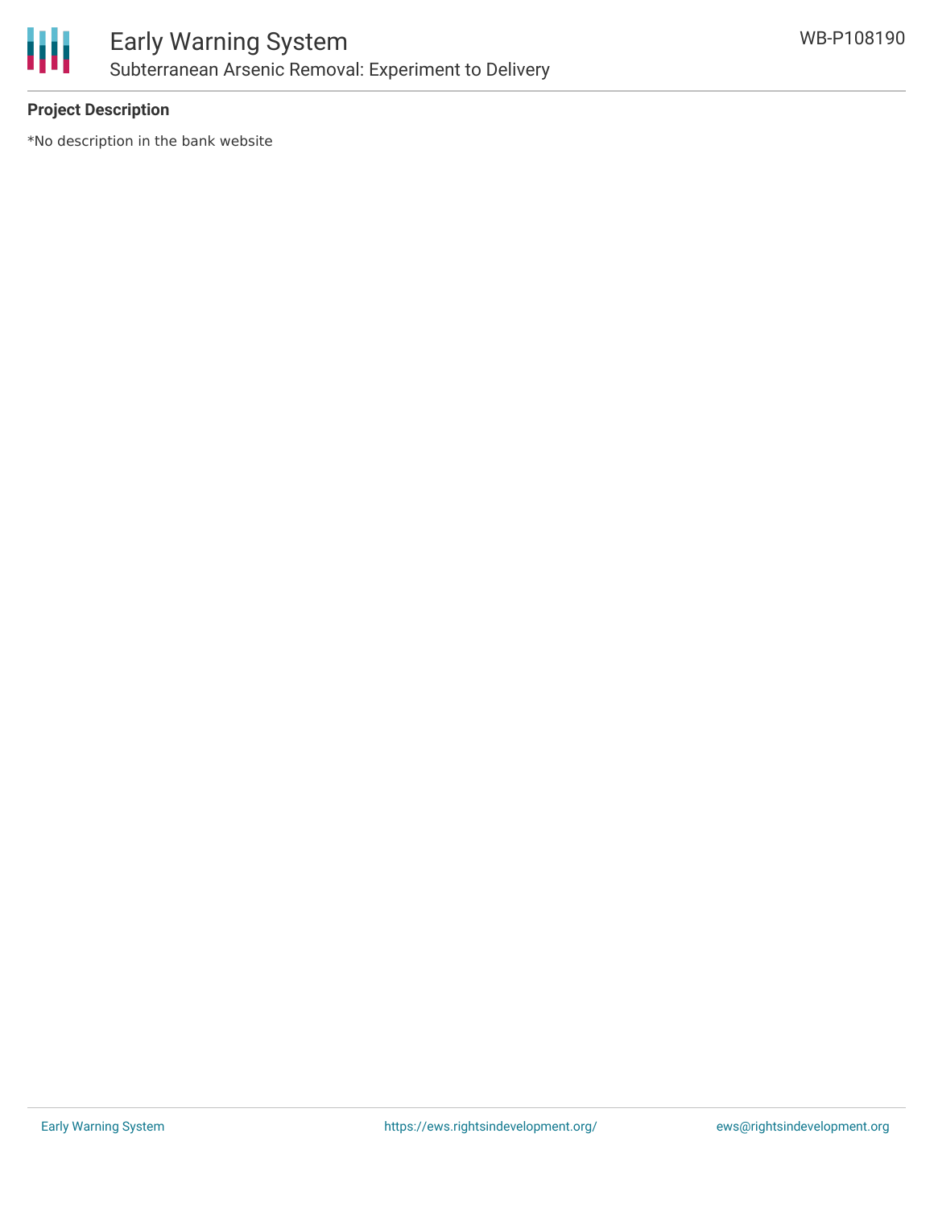**Project Description**

*No description in the bank website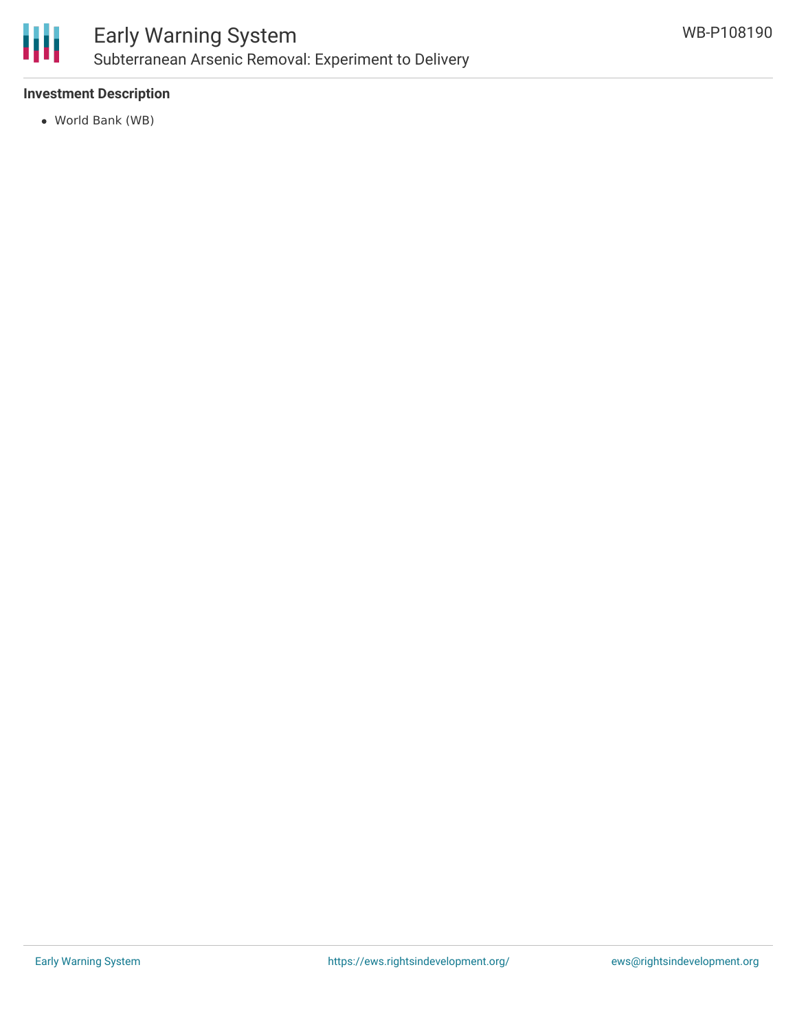### Investment Description

- World Bank (WB)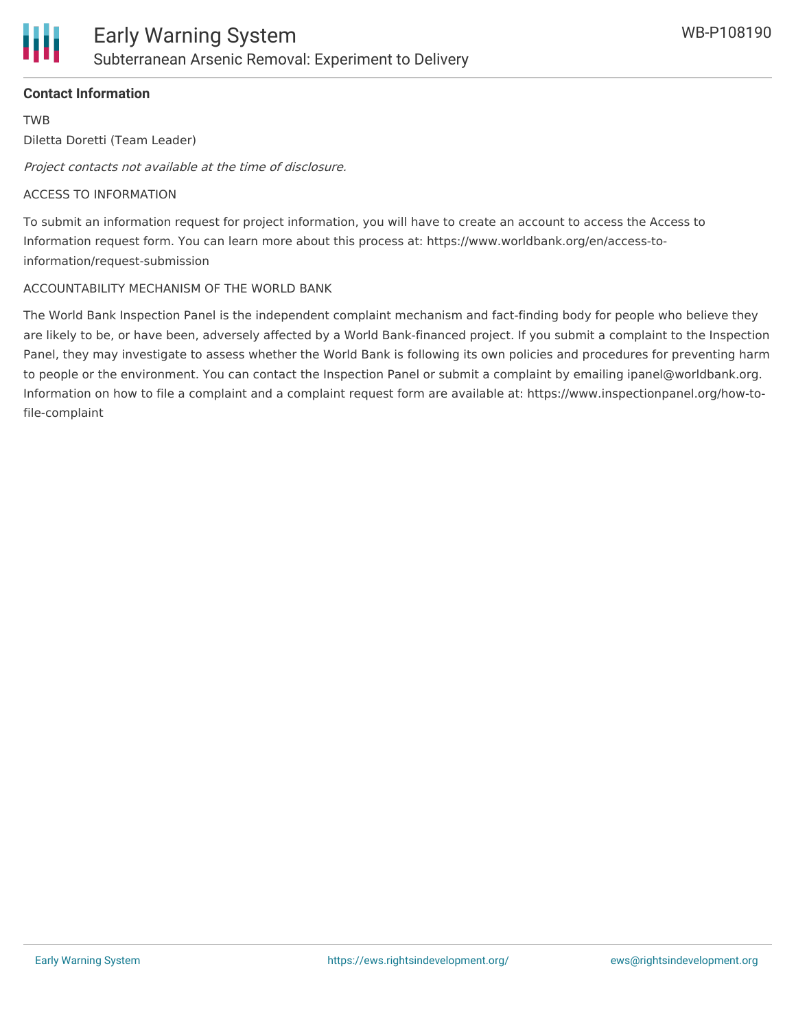## Contact Information

TWB

Diletta Doretti (Team Leader)

*Project contacts not available at the time of disclosure.*

ACCESS TO INFORMATION

To submit an information request for project information, you will have to create an account to access the Access to Information request form. You can learn more about this process at: https://www.worldbank.org/en/access-to-information/request-submission

ACCOUNTABILITY MECHANISM OF THE WORLD BANK

The World Bank Inspection Panel is the independent complaint mechanism and fact-finding body for people who believe they are likely to be, or have been, adversely affected by a World Bank-financed project. If you submit a complaint to the Inspection Panel, they may investigate to assess whether the World Bank is following its own policies and procedures for preventing harm to people or the environment. You can contact the Inspection Panel or submit a complaint by emailing ipanel@worldbank.org. Information on how to file a complaint and a complaint request form are available at: https://www.inspectionpanel.org/how-to-file-complaint